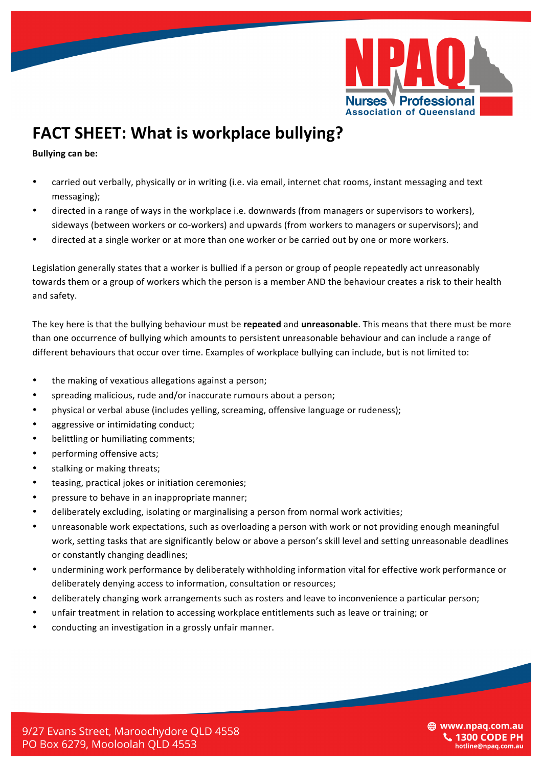# FACT SHEET: What is workplace bullying?

**Bullying can be:**

- carried out verbally, physically or in writing (i.e. via email, internet chat rooms, instant messaging and text messaging);
- directed in a range of ways in the workplace i.e. downwards (from managers or supervisors to workers), sideways (between workers or co-workers) and upwards (from workers to managers or supervisors); and
- directed at a single worker or at more than one worker or be carried out by one or more workers.

Legislation generally states that a worker is bullied if a person or group of people repeatedly act unreasonably towards them or a group of workers which the person is a member AND the behaviour creates a risk to their health and safety.

The key here is that the bullying behaviour must be **repeated** and **unreasonable**. This means that there must be more than one occurrence of bullying which amounts to persistent unreasonable behaviour and can include a range of different behaviours that occur over time. Examples of workplace bullying can include, but is not limited to:

- the making of vexatious allegations against a person;
- spreading malicious, rude and/or inaccurate rumours about a person;
- physical or verbal abuse (includes yelling, screaming, offensive language or rudeness);
- aggressive or intimidating conduct;
- belittling or humiliating comments;
- performing offensive acts;
- stalking or making threats;
- teasing, practical jokes or initiation ceremonies;
- pressure to behave in an inappropriate manner;
- deliberately excluding, isolating or marginalising a person from normal work activities;
- unreasonable work expectations, such as overloading a person with work or not providing enough meaningful work, setting tasks that are significantly below or above a person's skill level and setting unreasonable deadlines or constantly changing deadlines;
- undermining work performance by deliberately withholding information vital for effective work performance or deliberately denying access to information, consultation or resources;
- deliberately changing work arrangements such as rosters and leave to inconvenience a particular person;
- unfair treatment in relation to accessing workplace entitlements such as leave or training; or
- conducting an investigation in a grossly unfair manner.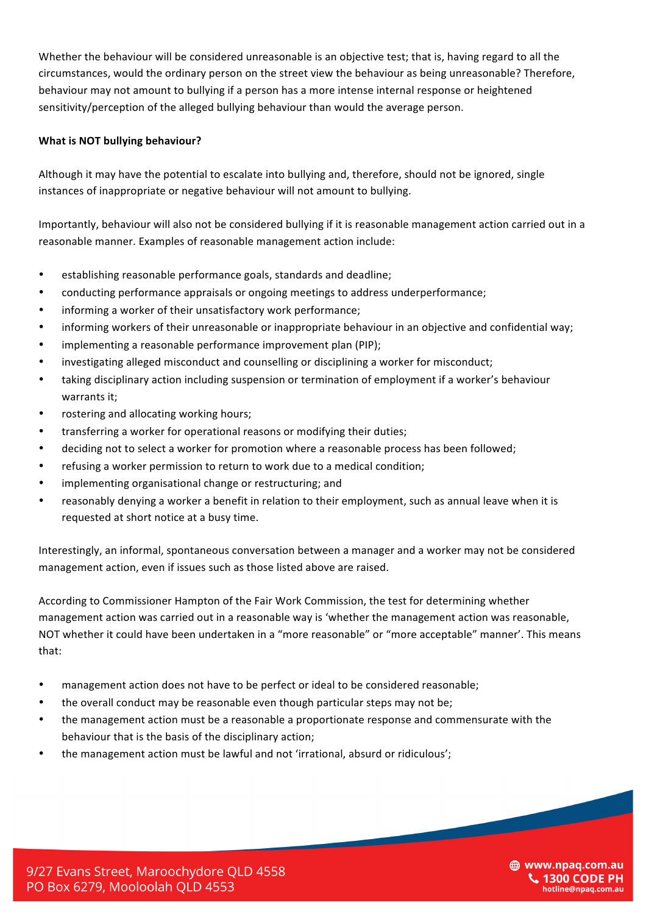Whether the behaviour will be considered unreasonable is an objective test; that is, having regard to all the circumstances, would the ordinary person on the street view the behaviour as being unreasonable? Therefore, behaviour may not amount to bullying if a person has a more intense internal response or heightened sensitivity/perception of the alleged bullying behaviour than would the average person.

**What is NOT bullying behaviour?**

Although it may have the potential to escalate into bullying and, therefore, should not be ignored, single instances of inappropriate or negative behaviour will not amount to bullying.

Importantly, behaviour will also not be considered bullying if it is reasonable management action carried out in a reasonable manner. Examples of reasonable management action include:

- establishing reasonable performance goals, standards and deadline;
- conducting performance appraisals or ongoing meetings to address underperformance;
- informing a worker of their unsatisfactory work performance;
- informing workers of their unreasonable or inappropriate behaviour in an objective and confidential way;
- implementing a reasonable performance improvement plan (PIP);
- investigating alleged misconduct and counselling or disciplining a worker for misconduct;
- taking disciplinary action including suspension or termination of employment if a worker's behaviour warrants it;
- rostering and allocating working hours;
- transferring a worker for operational reasons or modifying their duties;
- deciding not to select a worker for promotion where a reasonable process has been followed;
- refusing a worker permission to return to work due to a medical condition;
- implementing organisational change or restructuring; and
- reasonably denying a worker a benefit in relation to their employment, such as annual leave when it is requested at short notice at a busy time.

Interestingly, an informal, spontaneous conversation between a manager and a worker may not be considered management action, even if issues such as those listed above are raised.

According to Commissioner Hampton of the Fair Work Commission, the test for determining whether management action was carried out in a reasonable way is 'whether the management action was reasonable, NOT whether it could have been undertaken in a "more reasonable" or "more acceptable" manner'. This means that:

- management action does not have to be perfect or ideal to be considered reasonable;
- the overall conduct may be reasonable even though particular steps may not be;
- the management action must be a reasonable a proportionate response and commensurate with the behaviour that is the basis of the disciplinary action;
- the management action must be lawful and not 'irrational, absurd or ridiculous';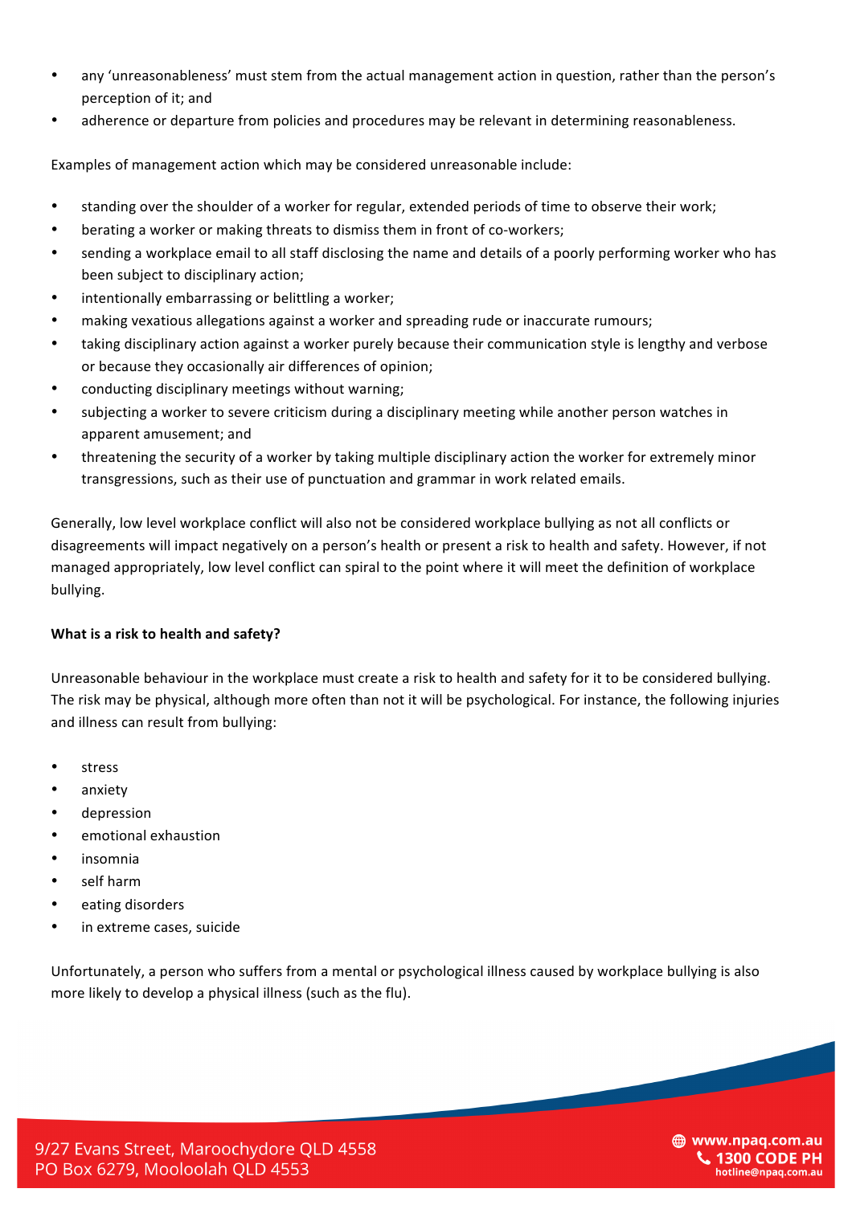- any 'unreasonableness' must stem from the actual management action in question, rather than the person's perception of it; and
- adherence or departure from policies and procedures may be relevant in determining reasonableness.

Examples of management action which may be considered unreasonable include:

- standing over the shoulder of a worker for regular, extended periods of time to observe their work;
- berating a worker or making threats to dismiss them in front of co-workers;
- sending a workplace email to all staff disclosing the name and details of a poorly performing worker who has been subject to disciplinary action;
- intentionally embarrassing or belittling a worker;
- making vexatious allegations against a worker and spreading rude or inaccurate rumours;
- taking disciplinary action against a worker purely because their communication style is lengthy and verbose or because they occasionally air differences of opinion;
- conducting disciplinary meetings without warning;
- subjecting a worker to severe criticism during a disciplinary meeting while another person watches in apparent amusement; and
- threatening the security of a worker by taking multiple disciplinary action the worker for extremely minor transgressions, such as their use of punctuation and grammar in work related emails.

Generally, low level workplace conflict will also not be considered workplace bullying as not all conflicts or disagreements will impact negatively on a person's health or present a risk to health and safety. However, if not managed appropriately, low level conflict can spiral to the point where it will meet the definition of workplace bullying.

**What is a risk to health and safety?**

Unreasonable behaviour in the workplace must create a risk to health and safety for it to be considered bullying. The risk may be physical, although more often than not it will be psychological. For instance, the following injuries and illness can result from bullying:

- stress
- anxiety
- depression
- emotional exhaustion
- insomnia
- self harm
- eating disorders
- in extreme cases, suicide

Unfortunately, a person who suffers from a mental or psychological illness caused by workplace bullying is also more likely to develop a physical illness (such as the flu).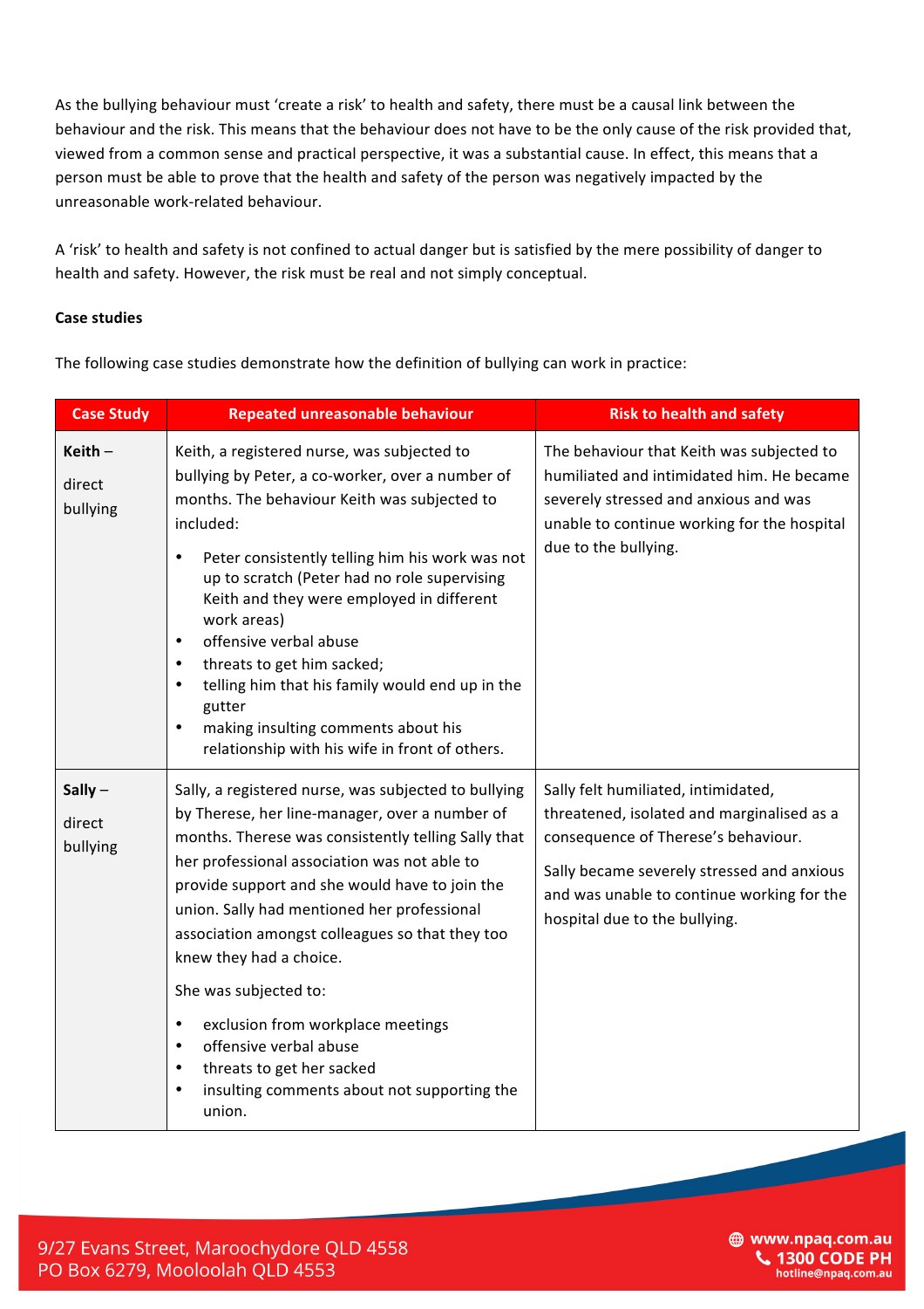As the bullying behaviour must 'create a risk' to health and safety, there must be a causal link between the behaviour and the risk. This means that the behaviour does not have to be the only cause of the risk provided that, viewed from a common sense and practical perspective, it was a substantial cause. In effect, this means that a person must be able to prove that the health and safety of the person was negatively impacted by the unreasonable work-related behaviour.

A 'risk' to health and safety is not confined to actual danger but is satisfied by the mere possibility of danger to health and safety. However, the risk must be real and not simply conceptual.

**Case studies**

The following case studies demonstrate how the definition of bullying can work in practice:

| Case Study | Repeated unreasonable behaviour | Risk to health and safety |
|---|---|---|
| **Keith** – direct bullying | Keith, a registered nurse, was subjected to bullying by Peter, a co-worker, over a number of months. The behaviour Keith was subjected to included: <br>• Peter consistently telling him his work was not up to scratch (Peter had no role supervising Keith and they were employed in different work areas) <br>• offensive verbal abuse <br>• threats to get him sacked; <br>• telling him that his family would end up in the gutter <br>• making insulting comments about his relationship with his wife in front of others. | The behaviour that Keith was subjected to humiliated and intimidated him. He became severely stressed and anxious and was unable to continue working for the hospital due to the bullying. |
| **Sally** – direct bullying | Sally, a registered nurse, was subjected to bullying by Therese, her line-manager, over a number of months. Therese was consistently telling Sally that her professional association was not able to provide support and she would have to join the union. Sally had mentioned her professional association amongst colleagues so that they too knew they had a choice. <br>She was subjected to: <br>• exclusion from workplace meetings <br>• offensive verbal abuse <br>• threats to get her sacked <br>• insulting comments about not supporting the union. | Sally felt humiliated, intimidated, threatened, isolated and marginalised as a consequence of Therese's behaviour. <br>Sally became severely stressed and anxious and was unable to continue working for the hospital due to the bullying. |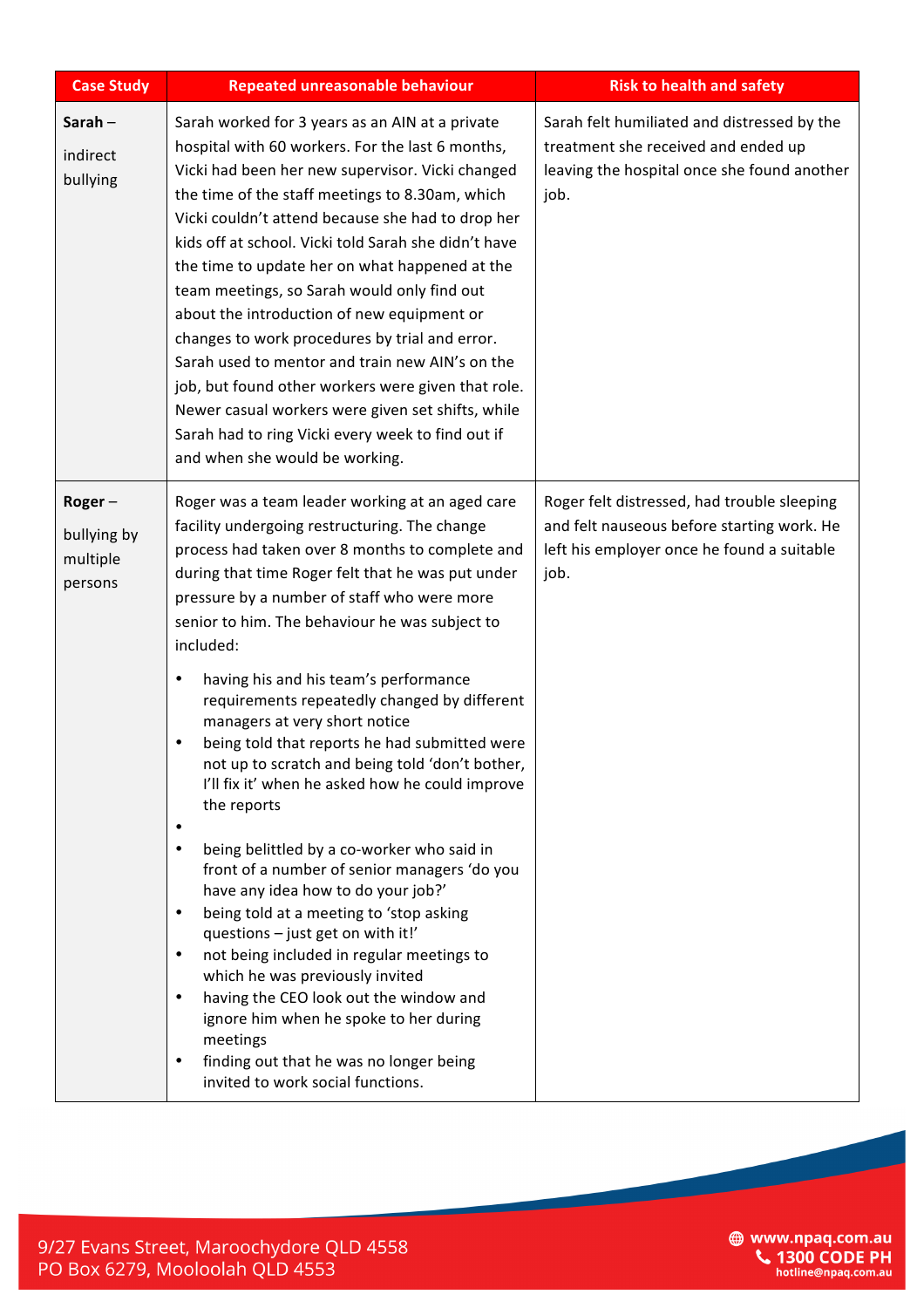| Case Study | Repeated unreasonable behaviour | Risk to health and safety |
|---|---|---|
| **Sarah** – indirect bullying | Sarah worked for 3 years as an AIN at a private hospital with 60 workers. For the last 6 months, Vicki had been her new supervisor. Vicki changed the time of the staff meetings to 8.30am, which Vicki couldn't attend because she had to drop her kids off at school. Vicki told Sarah she didn't have the time to update her on what happened at the team meetings, so Sarah would only find out about the introduction of new equipment or changes to work procedures by trial and error. Sarah used to mentor and train new AIN's on the job, but found other workers were given that role. Newer casual workers were given set shifts, while Sarah had to ring Vicki every week to find out if and when she would be working. | Sarah felt humiliated and distressed by the treatment she received and ended up leaving the hospital once she found another job. |
| **Roger** – bullying by multiple persons | Roger was a team leader working at an aged care facility undergoing restructuring. The change process had taken over 8 months to complete and during that time Roger felt that he was put under pressure by a number of staff who were more senior to him. The behaviour he was subject to included:<br>• having his and his team's performance requirements repeatedly changed by different managers at very short notice<br>• being told that reports he had submitted were not up to scratch and being told 'don't bother, I'll fix it' when he asked how he could improve the reports<br>•<br>• being belittled by a co-worker who said in front of a number of senior managers 'do you have any idea how to do your job?'<br>• being told at a meeting to 'stop asking questions – just get on with it!'<br>• not being included in regular meetings to which he was previously invited<br>• having the CEO look out the window and ignore him when he spoke to her during meetings<br>• finding out that he was no longer being invited to work social functions. | Roger felt distressed, had trouble sleeping and felt nauseous before starting work. He left his employer once he found a suitable job. |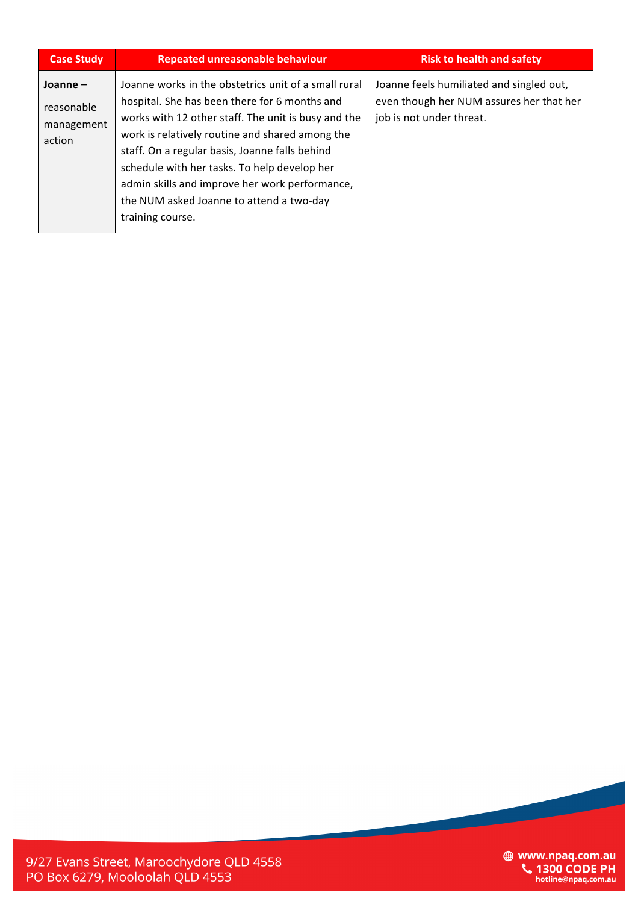| Case Study | Repeated unreasonable behaviour | Risk to health and safety |
|---|---|---|
| **Joanne** – reasonable management action | Joanne works in the obstetrics unit of a small rural hospital. She has been there for 6 months and works with 12 other staff. The unit is busy and the work is relatively routine and shared among the staff. On a regular basis, Joanne falls behind schedule with her tasks. To help develop her admin skills and improve her work performance, the NUM asked Joanne to attend a two-day training course. | Joanne feels humiliated and singled out, even though her NUM assures her that her job is not under threat. |